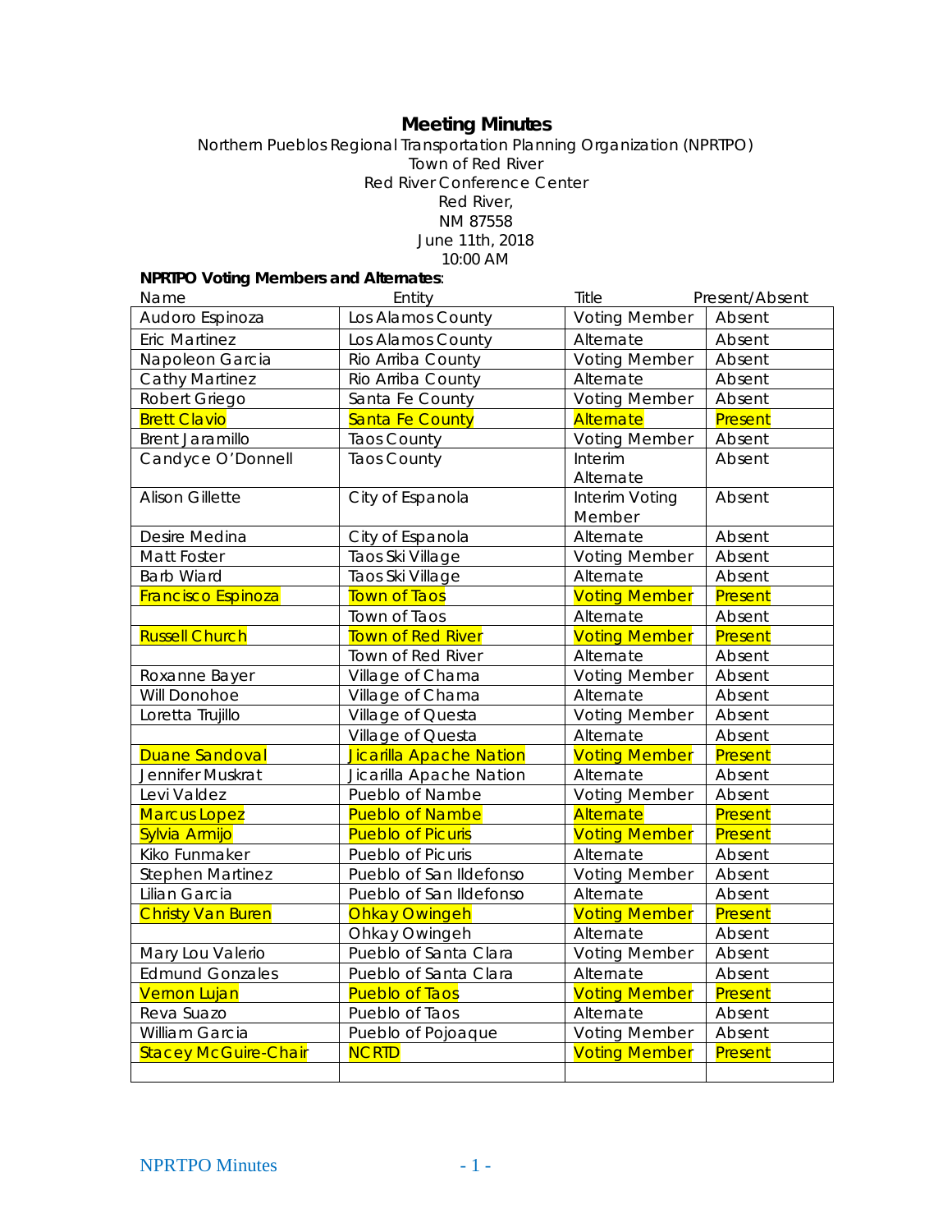# Meeting Minutes

Northern Pueblos Regional Transportation Planning Organization (NPRTPO)
Town of Red River
Red River Conference Center
Red River,
NM 87558
June 11th, 2018
10:00 AM

**NPRTPO Voting Members and Alternates**:

| Name | Entity | Title | Present/Absent |
|---|---|---|---|
| Audoro Espinoza | Los Alamos County | Voting Member | Absent |
| Eric Martinez | Los Alamos County | Alternate | Absent |
| Napoleon Garcia | Rio Arriba County | Voting Member | Absent |
| Cathy Martinez | Rio Arriba County | Alternate | Absent |
| Robert Griego | Santa Fe County | Voting Member | Absent |
| Brett Clavio | Santa Fe County | Alternate | Present |
| Brent Jaramillo | Taos County | Voting Member | Absent |
| Candyce O'Donnell | Taos County | Interim Alternate | Absent |
| Alison Gillette | City of Espanola | Interim Voting Member | Absent |
| Desire Medina | City of Espanola | Alternate | Absent |
| Matt Foster | Taos Ski Village | Voting Member | Absent |
| Barb Wiard | Taos Ski Village | Alternate | Absent |
| Francisco Espinoza | Town of Taos | Voting Member | Present |
| | Town of Taos | Alternate | Absent |
| Russell Church | Town of Red River | Voting Member | Present |
| | Town of Red River | Alternate | Absent |
| Roxanne Bayer | Village of Chama | Voting Member | Absent |
| Will Donohoe | Village of Chama | Alternate | Absent |
| Loretta Trujillo | Village of Questa | Voting Member | Absent |
| | Village of Questa | Alternate | Absent |
| Duane Sandoval | Jicarilla Apache Nation | Voting Member | Present |
| Jennifer Muskrat | Jicarilla Apache Nation | Alternate | Absent |
| Levi Valdez | Pueblo of Nambe | Voting Member | Absent |
| Marcus Lopez | Pueblo of Nambe | Alternate | Present |
| Sylvia Armijo | Pueblo of Picuris | Voting Member | Present |
| Kiko Funmaker | Pueblo of Picuris | Alternate | Absent |
| Stephen Martinez | Pueblo of San Ildefonso | Voting Member | Absent |
| Lilian Garcia | Pueblo of San Ildefonso | Alternate | Absent |
| Christy Van Buren | Ohkay Owingeh | Voting Member | Present |
| | Ohkay Owingeh | Alternate | Absent |
| Mary Lou Valerio | Pueblo of Santa Clara | Voting Member | Absent |
| Edmund Gonzales | Pueblo of Santa Clara | Alternate | Absent |
| Vernon Lujan | Pueblo of Taos | Voting Member | Present |
| Reva Suazo | Pueblo of Taos | Alternate | Absent |
| William Garcia | Pueblo of Pojoaque | Voting Member | Absent |
| Stacey McGuire-Chair | NCRTD | Voting Member | Present |
| | | | |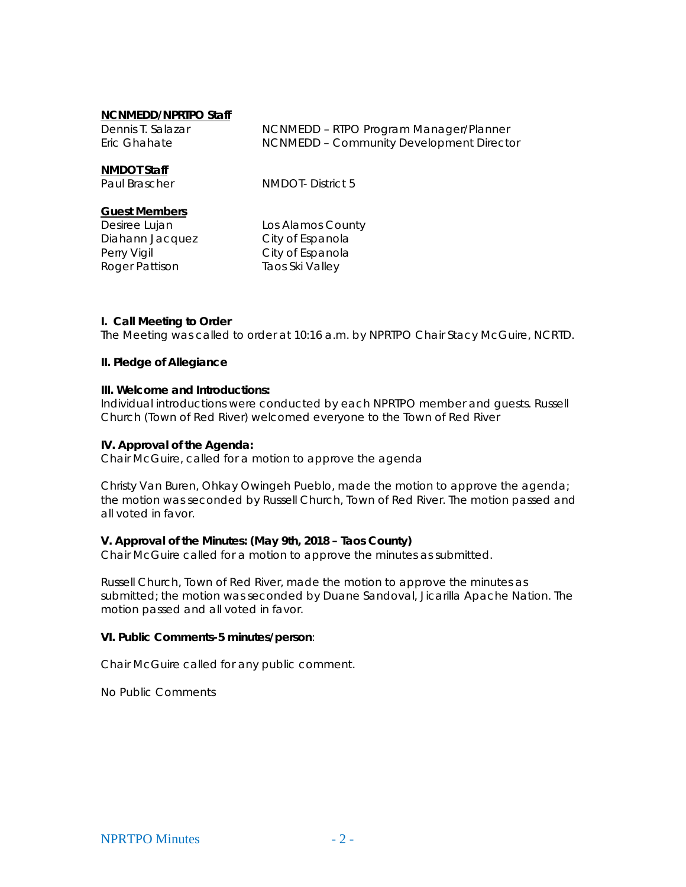**NCNMEDD/NPRTPO Staff**

| | |
|---|---|
| Dennis T. Salazar | NCNMEDD – RTPO Program Manager/Planner |
| Eric Ghahate | NCNMEDD – Community Development Director |

**NMDOT Staff**

| | |
|---|---|
| Paul Brascher | NMDOT- District 5 |

**Guest Members**

| | |
|---|---|
| Desiree Lujan | Los Alamos County |
| Diahann Jacquez | City of Espanola |
| Perry Vigil | City of Espanola |
| Roger Pattison | Taos Ski Valley |

**I. Call Meeting to Order**

The Meeting was called to order at 10:16 a.m. by NPRTPO Chair Stacy McGuire, NCRTD.

**II. Pledge of Allegiance**

**III. Welcome and Introductions:**

Individual introductions were conducted by each NPRTPO member and guests. Russell Church (Town of Red River) welcomed everyone to the Town of Red River

**IV. Approval of the Agenda:**

Chair McGuire, called for a motion to approve the agenda

Christy Van Buren, Ohkay Owingeh Pueblo, made the motion to approve the agenda; the motion was seconded by Russell Church, Town of Red River. The motion passed and all voted in favor.

**V. Approval of the Minutes: (May 9th, 2018 – Taos County)**

Chair McGuire called for a motion to approve the minutes as submitted.

Russell Church, Town of Red River, made the motion to approve the minutes as submitted; the motion was seconded by Duane Sandoval, Jicarilla Apache Nation. The motion passed and all voted in favor.

**VI. Public Comments-5 minutes/person**:

Chair McGuire called for any public comment.

No Public Comments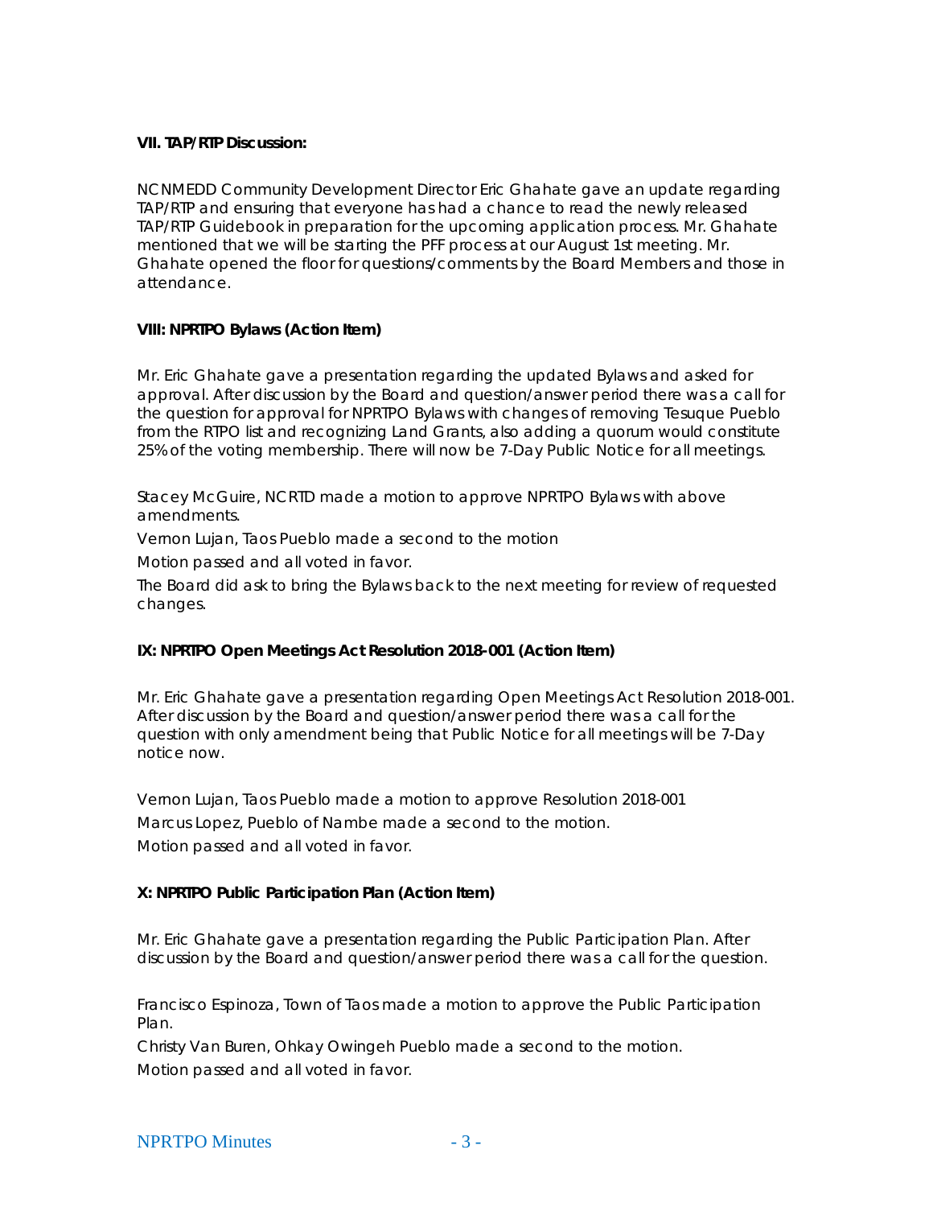**VII. TAP/RTP Discussion:**

NCNMEDD Community Development Director Eric Ghahate gave an update regarding TAP/RTP and ensuring that everyone has had a chance to read the newly released TAP/RTP Guidebook in preparation for the upcoming application process. Mr. Ghahate mentioned that we will be starting the PFF process at our August 1st meeting. Mr. Ghahate opened the floor for questions/comments by the Board Members and those in attendance.

**VIII: NPRTPO Bylaws (Action Item)**

Mr. Eric Ghahate gave a presentation regarding the updated Bylaws and asked for approval. After discussion by the Board and question/answer period there was a call for the question for approval for NPRTPO Bylaws with changes of removing Tesuque Pueblo from the RTPO list and recognizing Land Grants, also adding a quorum would constitute 25% of the voting membership. There will now be 7-Day Public Notice for all meetings.

Stacey McGuire, NCRTD made a motion to approve NPRTPO Bylaws with above amendments.

Vernon Lujan, Taos Pueblo made a second to the motion

Motion passed and all voted in favor.

The Board did ask to bring the Bylaws back to the next meeting for review of requested changes.

**IX: NPRTPO Open Meetings Act Resolution 2018-001 (Action Item)**

Mr. Eric Ghahate gave a presentation regarding Open Meetings Act Resolution 2018-001. After discussion by the Board and question/answer period there was a call for the question with only amendment being that Public Notice for all meetings will be 7-Day notice now.

Vernon Lujan, Taos Pueblo made a motion to approve Resolution 2018-001

Marcus Lopez, Pueblo of Nambe made a second to the motion.

Motion passed and all voted in favor.

**X: NPRTPO Public Participation Plan (Action Item)**

Mr. Eric Ghahate gave a presentation regarding the Public Participation Plan. After discussion by the Board and question/answer period there was a call for the question.

Francisco Espinoza, Town of Taos made a motion to approve the Public Participation Plan.

Christy Van Buren, Ohkay Owingeh Pueblo made a second to the motion.

Motion passed and all voted in favor.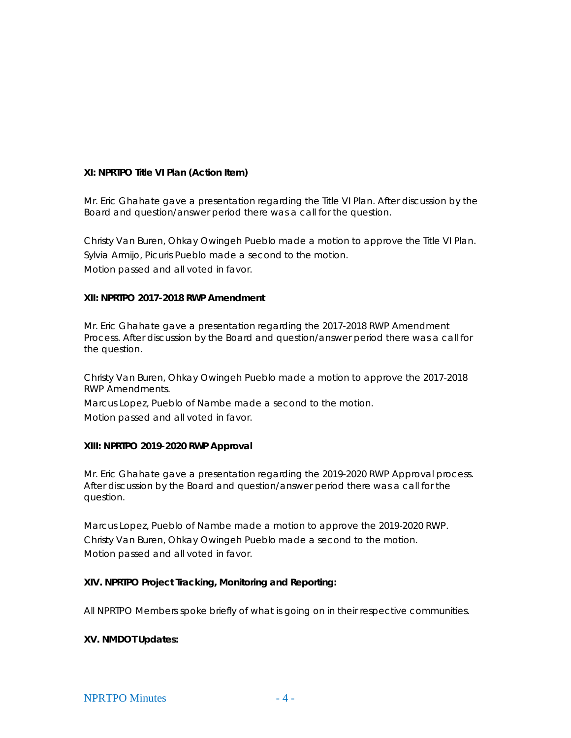**XI: NPRTPO Title VI Plan (Action Item)**

Mr. Eric Ghahate gave a presentation regarding the Title VI Plan. After discussion by the Board and question/answer period there was a call for the question.

Christy Van Buren, Ohkay Owingeh Pueblo made a motion to approve the Title VI Plan.
Sylvia Armijo, Picuris Pueblo made a second to the motion.
Motion passed and all voted in favor.

**XII: NPRTPO 2017-2018 RWP Amendment**

Mr. Eric Ghahate gave a presentation regarding the 2017-2018 RWP Amendment Process. After discussion by the Board and question/answer period there was a call for the question.

Christy Van Buren, Ohkay Owingeh Pueblo made a motion to approve the 2017-2018 RWP Amendments.
Marcus Lopez, Pueblo of Nambe made a second to the motion.
Motion passed and all voted in favor.

**XIII: NPRTPO 2019-2020 RWP Approval**

Mr. Eric Ghahate gave a presentation regarding the 2019-2020 RWP Approval process. After discussion by the Board and question/answer period there was a call for the question.

Marcus Lopez, Pueblo of Nambe made a motion to approve the 2019-2020 RWP.
Christy Van Buren, Ohkay Owingeh Pueblo made a second to the motion.
Motion passed and all voted in favor.

**XIV. NPRTPO Project Tracking, Monitoring and Reporting:**

All NPRTPO Members spoke briefly of what is going on in their respective communities.

**XV. NMDOT Updates:**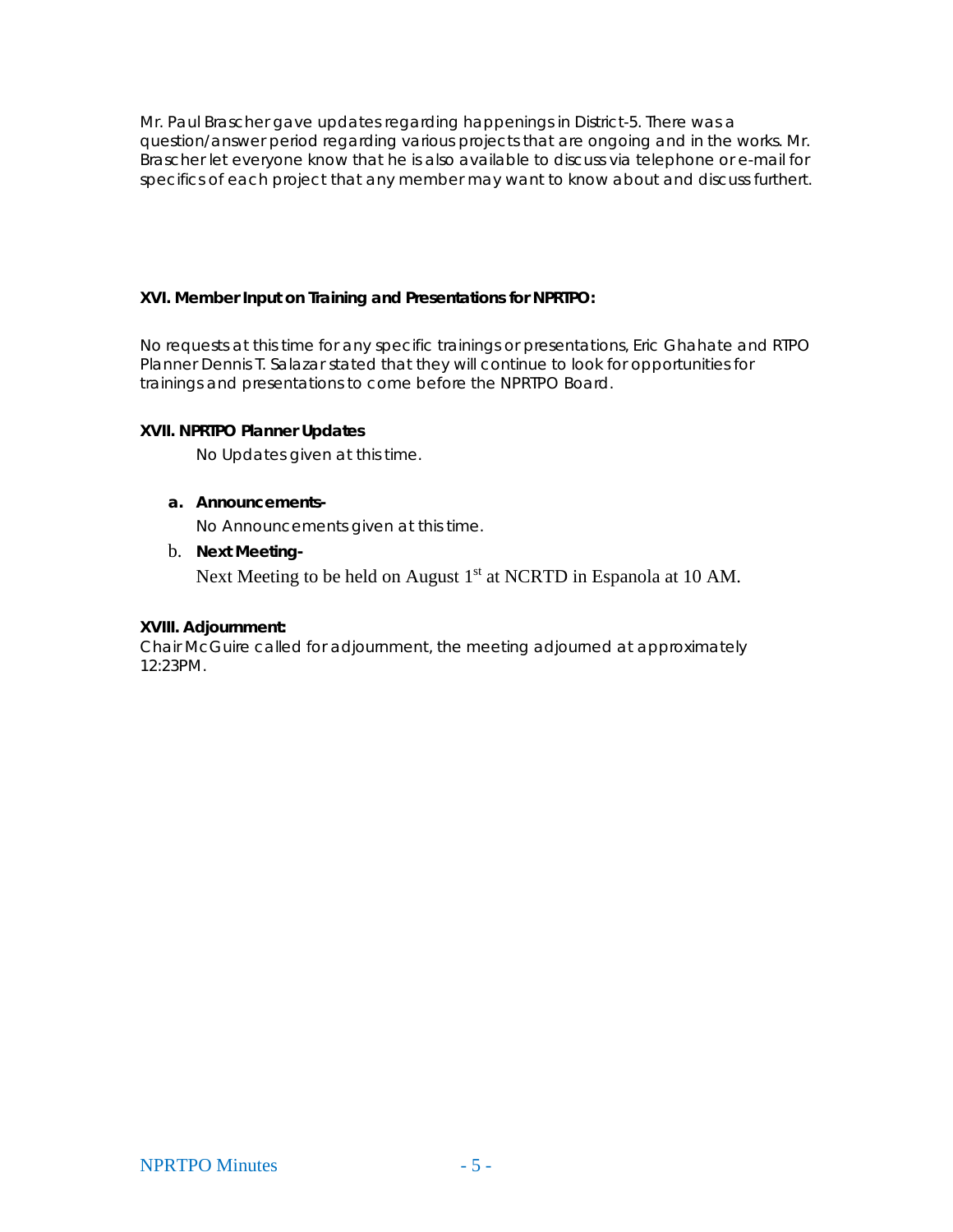Mr. Paul Brascher gave updates regarding happenings in District-5. There was a question/answer period regarding various projects that are ongoing and in the works. Mr. Brascher let everyone know that he is also available to discuss via telephone or e-mail for specifics of each project that any member may want to know about and discuss furthert.

**XVI. Member Input on Training and Presentations for NPRTPO:**

No requests at this time for any specific trainings or presentations, Eric Ghahate and RTPO Planner Dennis T. Salazar stated that they will continue to look for opportunities for trainings and presentations to come before the NPRTPO Board.

**XVII. NPRTPO Planner Updates**

No Updates given at this time.

a. **Announcements-**

   No Announcements given at this time.

b. **Next Meeting-**

   Next Meeting to be held on August 1st at NCRTD in Espanola at 10 AM.

**XVIII. Adjournment:**

Chair McGuire called for adjournment, the meeting adjourned at approximately 12:23PM.